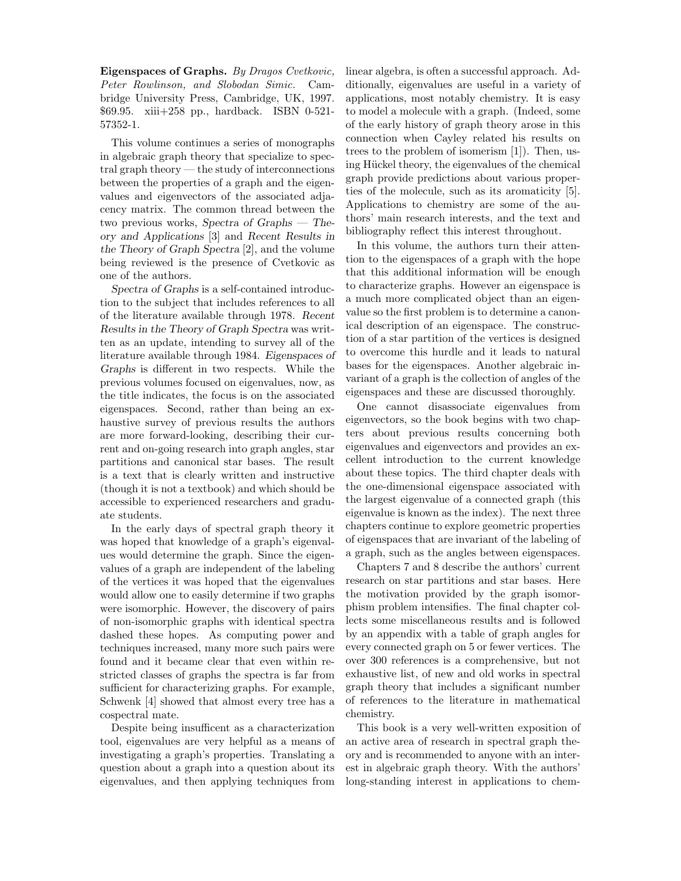**Eigenspaces of Graphs.** *By Dragos Cvetkovic, Peter Rowlinson, and Slobodan Simic.* Cambridge University Press, Cambridge, UK, 1997. $69.95. xiii+258 pp., hardback. ISBN 0-521-57352-1.

This volume continues a series of monographs in algebraic graph theory that specialize to spectral graph theory — the study of interconnections between the properties of a graph and the eigenvalues and eigenvectors of the associated adjacency matrix. The common thread between the two previous works, *Spectra of Graphs — Theory and Applications* [3] and *Recent Results in the Theory of Graph Spectra* [2], and the volume being reviewed is the presence of Cvetkovic as one of the authors.

*Spectra of Graphs* is a self-contained introduction to the subject that includes references to all of the literature available through 1978. *Recent Results in the Theory of Graph Spectra* was written as an update, intending to survey all of the literature available through 1984. *Eigenspaces of Graphs* is different in two respects. While the previous volumes focused on eigenvalues, now, as the title indicates, the focus is on the associated eigenspaces. Second, rather than being an exhaustive survey of previous results the authors are more forward-looking, describing their current and on-going research into graph angles, star partitions and canonical star bases. The result is a text that is clearly written and instructive (though it is not a textbook) and which should be accessible to experienced researchers and graduate students.

In the early days of spectral graph theory it was hoped that knowledge of a graph's eigenvalues would determine the graph. Since the eigenvalues of a graph are independent of the labeling of the vertices it was hoped that the eigenvalues would allow one to easily determine if two graphs were isomorphic. However, the discovery of pairs of non-isomorphic graphs with identical spectra dashed these hopes. As computing power and techniques increased, many more such pairs were found and it became clear that even within restricted classes of graphs the spectra is far from sufficient for characterizing graphs. For example, Schwenk [4] showed that almost every tree has a cospectral mate.

Despite being insufficent as a characterization tool, eigenvalues are very helpful as a means of investigating a graph's properties. Translating a question about a graph into a question about its eigenvalues, and then applying techniques from linear algebra, is often a successful approach. Additionally, eigenvalues are useful in a variety of applications, most notably chemistry. It is easy to model a molecule with a graph. (Indeed, some of the early history of graph theory arose in this connection when Cayley related his results on trees to the problem of isomerism [1]). Then, using Hückel theory, the eigenvalues of the chemical graph provide predictions about various properties of the molecule, such as its aromaticity [5]. Applications to chemistry are some of the authors' main research interests, and the text and bibliography reflect this interest throughout.

In this volume, the authors turn their attention to the eigenspaces of a graph with the hope that this additional information will be enough to characterize graphs. However an eigenspace is a much more complicated object than an eigenvalue so the first problem is to determine a canonical description of an eigenspace. The construction of a star partition of the vertices is designed to overcome this hurdle and it leads to natural bases for the eigenspaces. Another algebraic invariant of a graph is the collection of angles of the eigenspaces and these are discussed thoroughly.

One cannot disassociate eigenvalues from eigenvectors, so the book begins with two chapters about previous results concerning both eigenvalues and eigenvectors and provides an excellent introduction to the current knowledge about these topics. The third chapter deals with the one-dimensional eigenspace associated with the largest eigenvalue of a connected graph (this eigenvalue is known as the index). The next three chapters continue to explore geometric properties of eigenspaces that are invariant of the labeling of a graph, such as the angles between eigenspaces.

Chapters 7 and 8 describe the authors' current research on star partitions and star bases. Here the motivation provided by the graph isomorphism problem intensifies. The final chapter collects some miscellaneous results and is followed by an appendix with a table of graph angles for every connected graph on 5 or fewer vertices. The over 300 references is a comprehensive, but not exhaustive list, of new and old works in spectral graph theory that includes a significant number of references to the literature in mathematical chemistry.

This book is a very well-written exposition of an active area of research in spectral graph theory and is recommended to anyone with an interest in algebraic graph theory. With the authors' long-standing interest in applications to chem-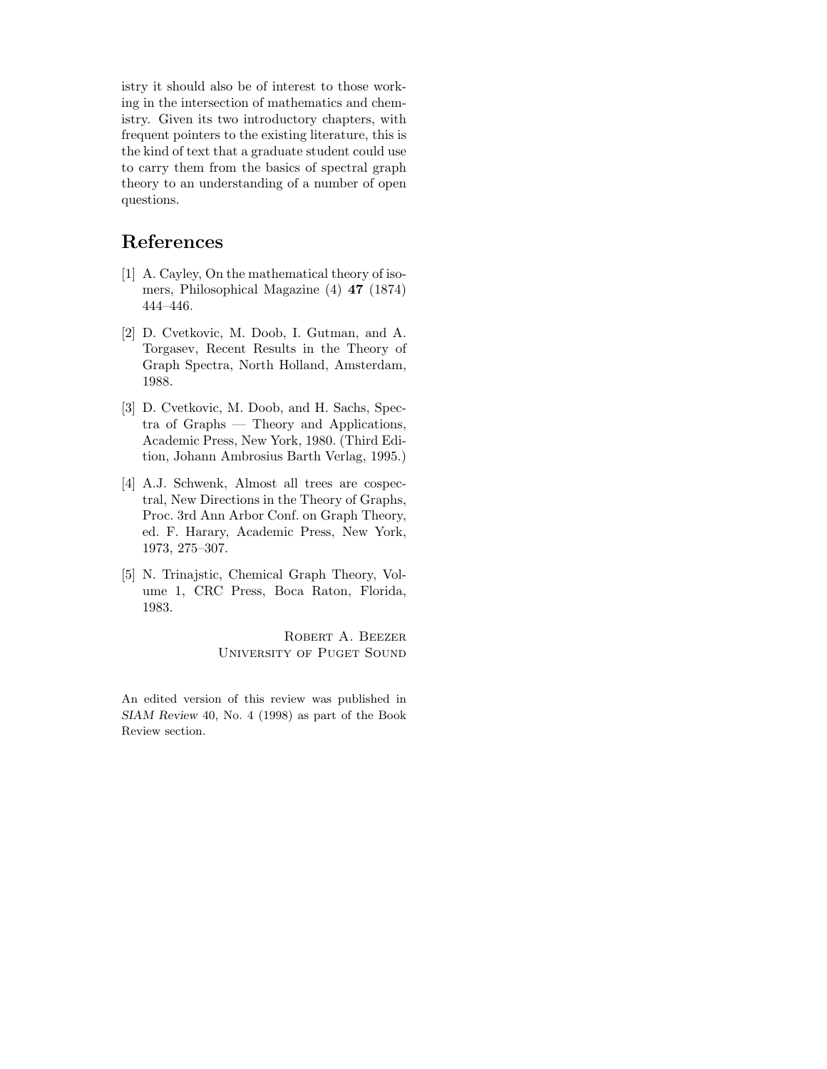istry it should also be of interest to those working in the intersection of mathematics and chemistry. Given its two introductory chapters, with frequent pointers to the existing literature, this is the kind of text that a graduate student could use to carry them from the basics of spectral graph theory to an understanding of a number of open questions.

## References

[1] A. Cayley, On the mathematical theory of isomers, Philosophical Magazine (4) **47** (1874) 444–446.

[2] D. Cvetkovic, M. Doob, I. Gutman, and A. Torgasev, Recent Results in the Theory of Graph Spectra, North Holland, Amsterdam, 1988.

[3] D. Cvetkovic, M. Doob, and H. Sachs, Spectra of Graphs — Theory and Applications, Academic Press, New York, 1980. (Third Edition, Johann Ambrosius Barth Verlag, 1995.)

[4] A.J. Schwenk, Almost all trees are cospectral, New Directions in the Theory of Graphs, Proc. 3rd Ann Arbor Conf. on Graph Theory, ed. F. Harary, Academic Press, New York, 1973, 275–307.

[5] N. Trinajstic, Chemical Graph Theory, Volume 1, CRC Press, Boca Raton, Florida, 1983.

Robert A. Beezer
University of Puget Sound

An edited version of this review was published in *SIAM Review* 40, No. 4 (1998) as part of the Book Review section.